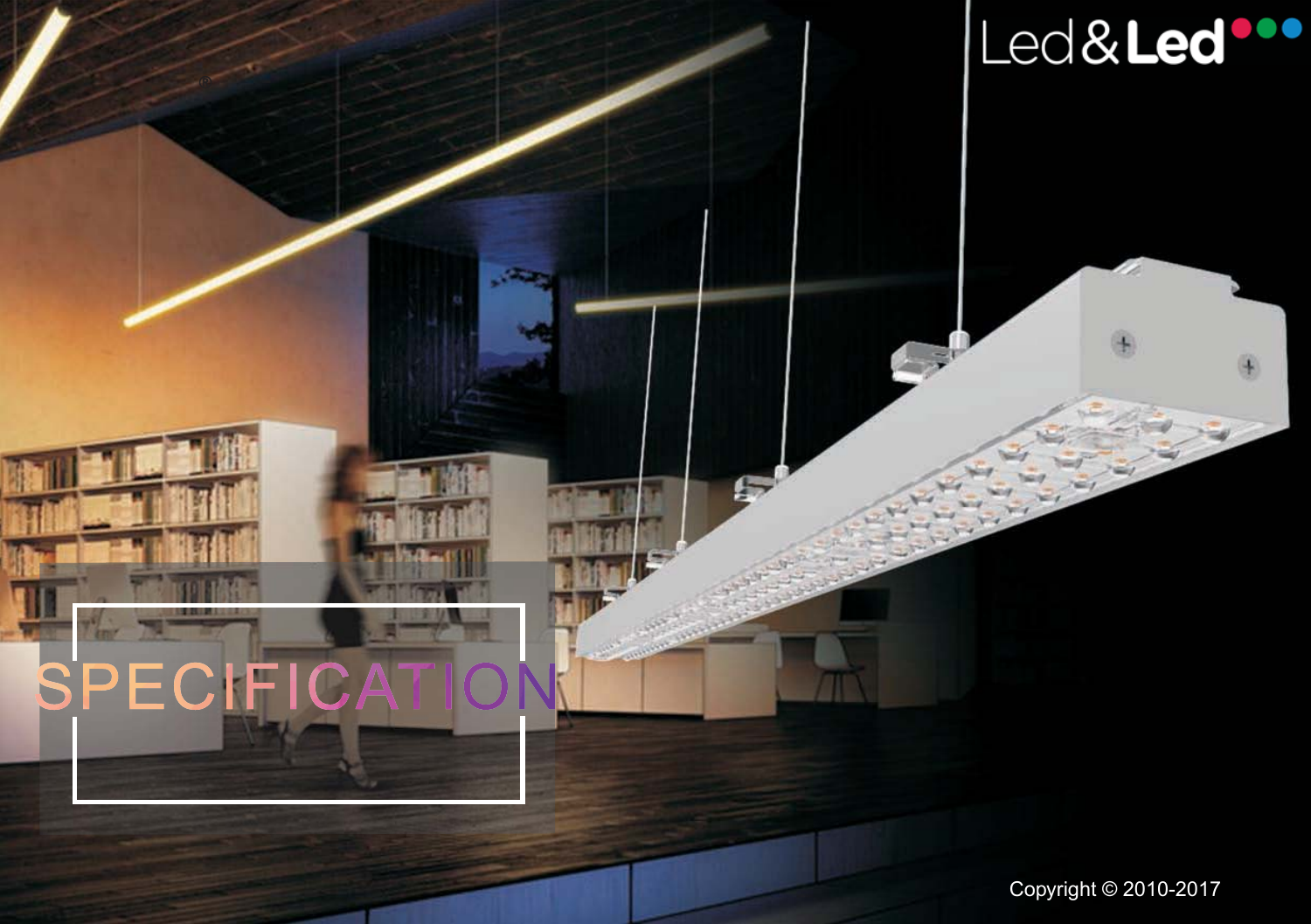Led&Led

# SPECIFICATION

Copyright © 2010-2017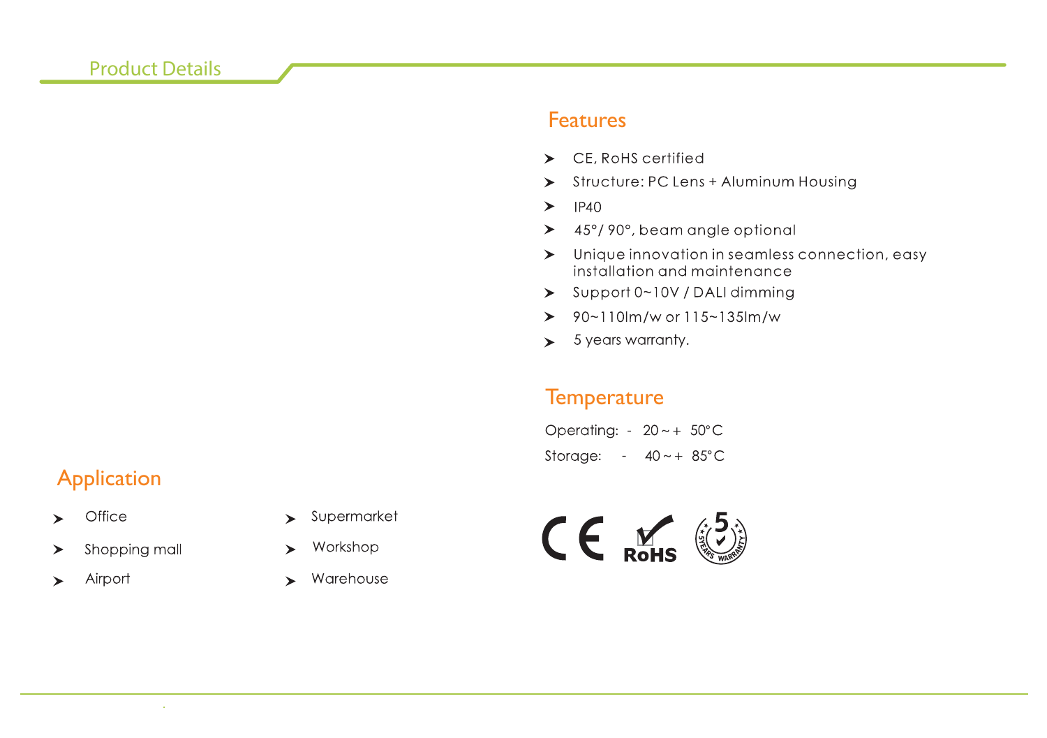## Product Details

### Features

- CE, RoHS certified
- Structure: PC Lens + Aluminum Housing
- IP40
- 45°/ 90°, beam angle optional
- Unique innovation in seamless connection, easy installation and maintenance
- Support 0~10V / DALI dimming
- 90~110lm/w or 115~135lm/w
- 5 years warranty.

### Temperature

Operating: - 20 ~ + 50°C

Storage: - 40 ~ + 85°C

### Application

- Office
- Shopping mall
- Airport
- Supermarket
- Workshop
- Warehouse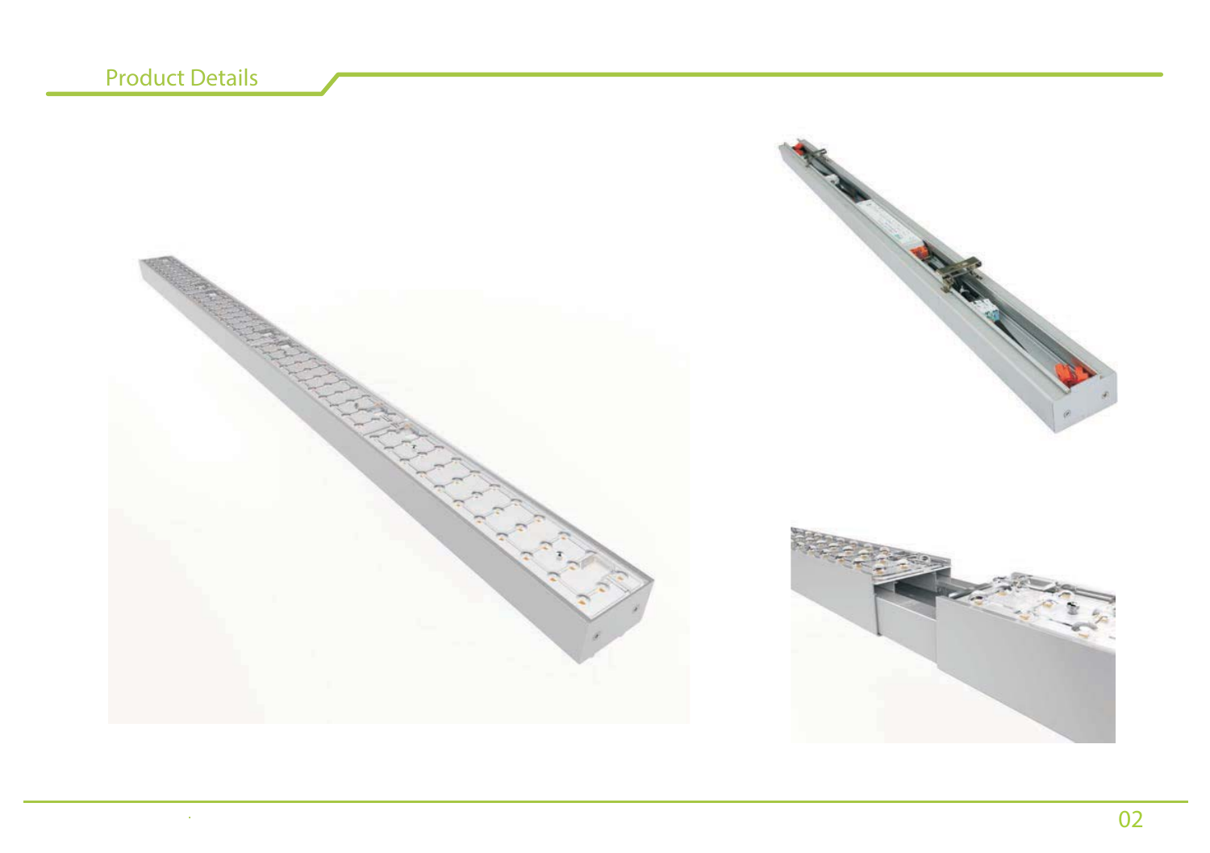## Product Details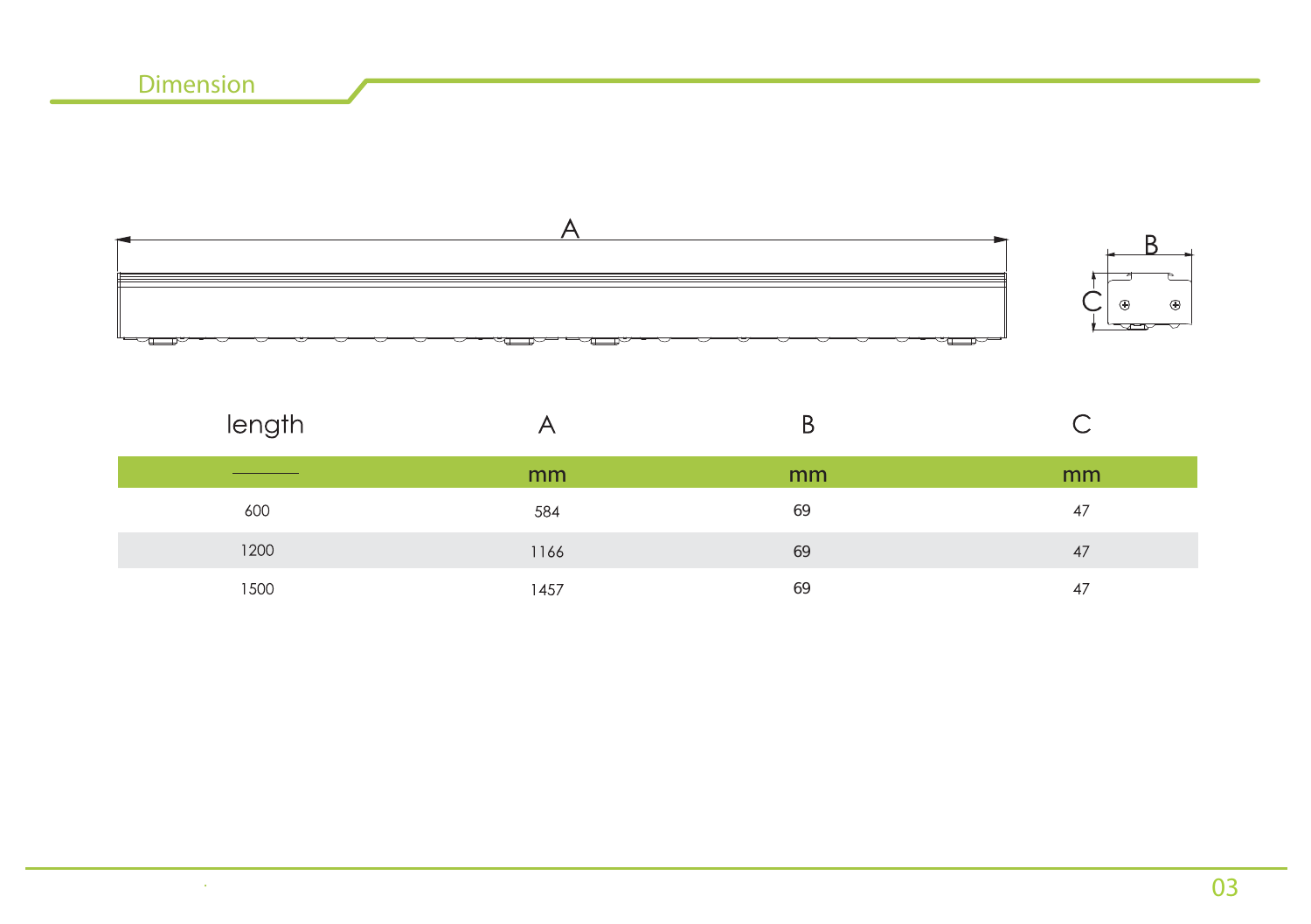## Dimension

| length | A | B | C |
|---|---|---|---|
| ——— | mm | mm | mm |
| 600 | 584 | 69 | 47 |
| 1200 | 1166 | 69 | 47 |
| 1500 | 1457 | 69 | 47 |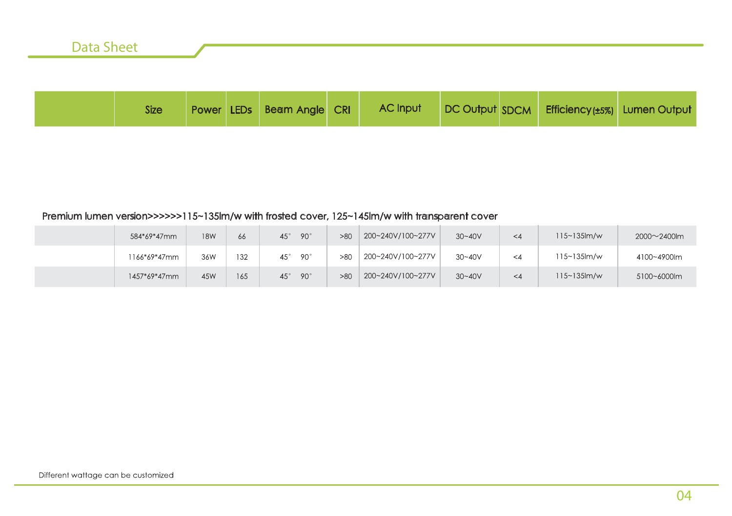## Data Sheet

Premium lumen version>>>>>>115~135lm/w with frosted cover, 125~145lm/w with transparent cover

| | Size | Power | LEDs | Beam Angle | CRI | AC Input | DC Output | SDCM | Efficiency (±5%) | Lumen Output |
|---|---|---|---|---|---|---|---|---|---|---|
| | 584*69*47mm | 18W | 66 | 45° 90° | >80 | 200~240V/100~277V | 30~40V | <4 | 115~135lm/w | 2000～2400lm |
| | 1166*69*47mm | 36W | 132 | 45° 90° | >80 | 200~240V/100~277V | 30~40V | <4 | 115~135lm/w | 4100~4900lm |
| | 1457*69*47mm | 45W | 165 | 45° 90° | >80 | 200~240V/100~277V | 30~40V | <4 | 115~135lm/w | 5100~6000lm |

Different wattage can be customized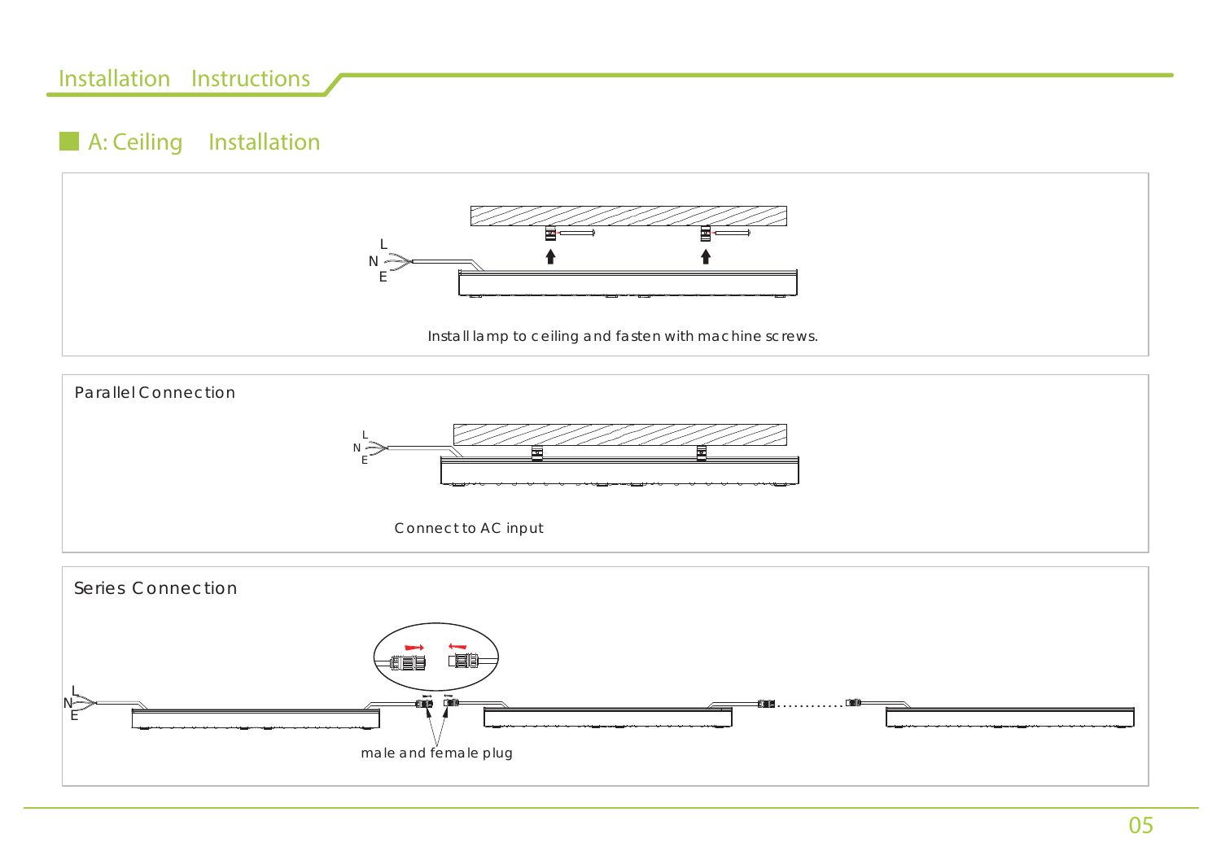# Installation Instructions

## A: Ceiling Installation

L
N
E

Install lamp to ceiling and fasten with machine screws.

### Parallel Connection

L
N
E

Connect to AC input

### Series Connection

L
N
E

male and female plug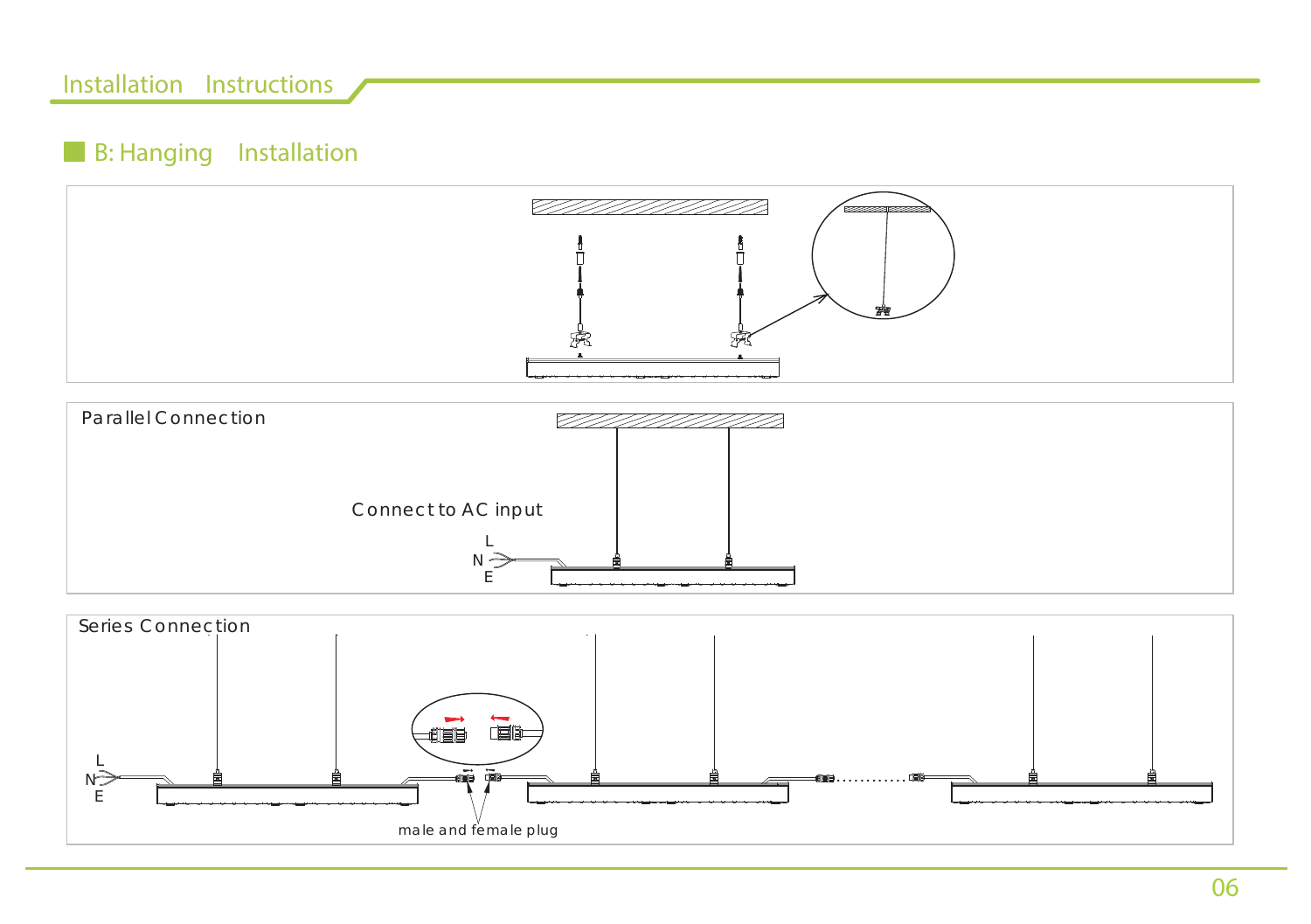## B: Hanging Installation

Parallel Connection

Connect to AC input

L

N

E

Series Connection

L

N

E

male and female plug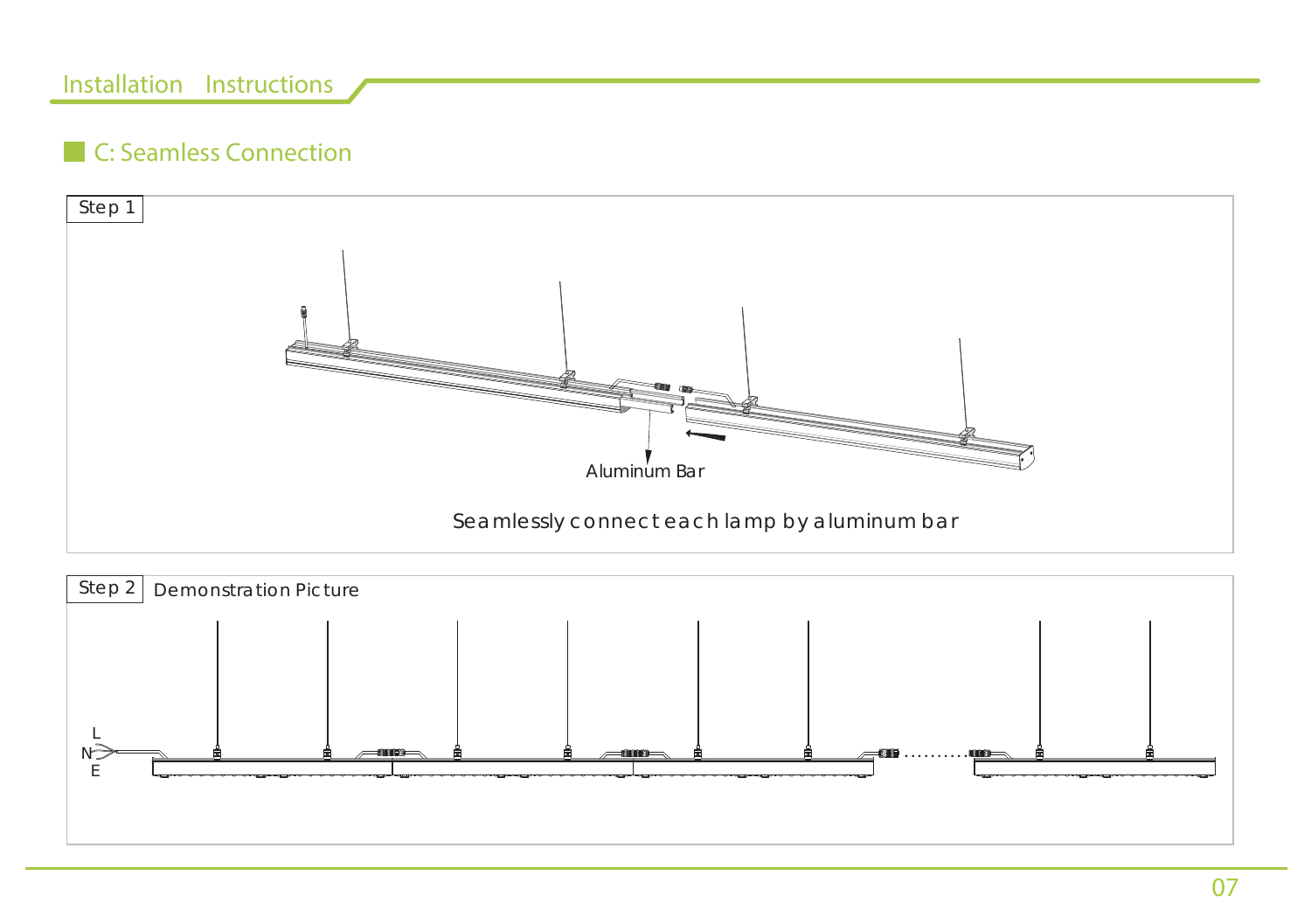## C: Seamless Connection

Step 1

Aluminum Bar

Seamlessly connect each lamp by aluminum bar

Step 2 Demonstration Picture

L

N

E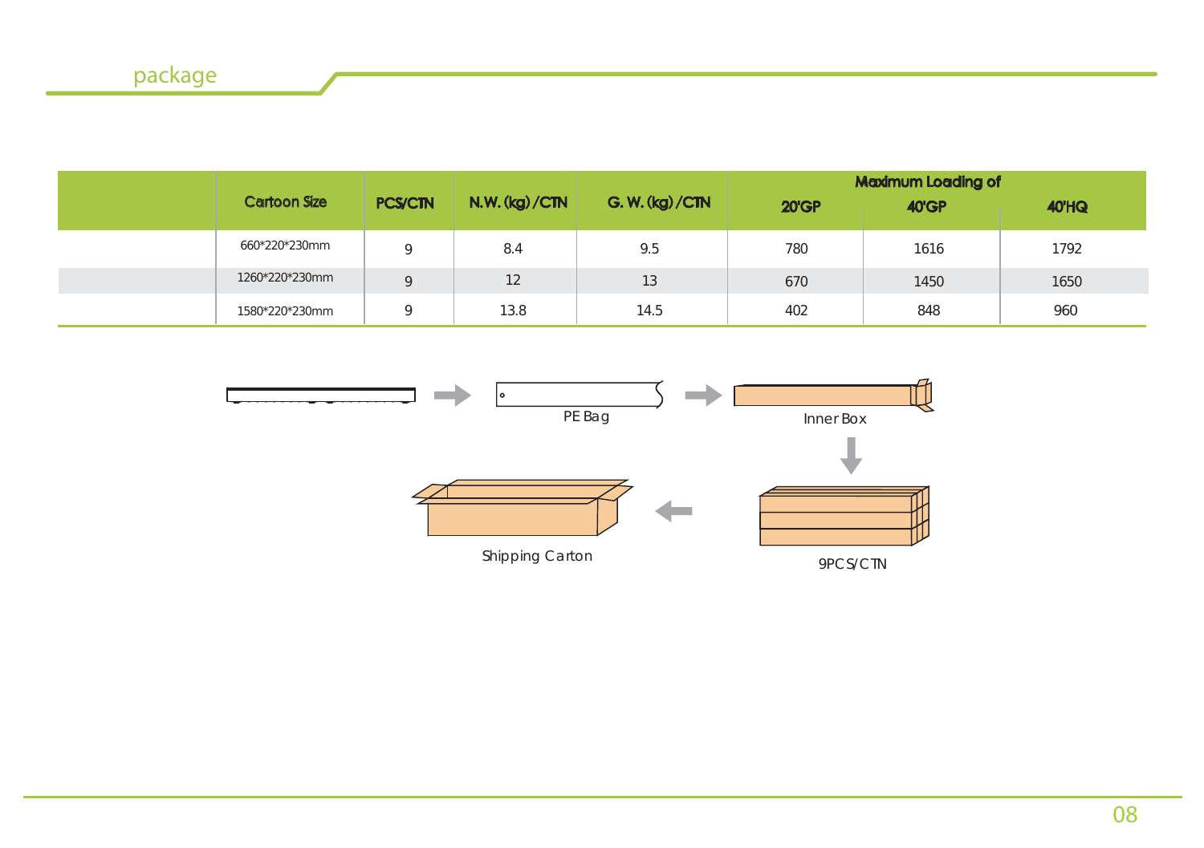## package

| | Cartoon Size | PCS/CTN | N.W. (kg) /CTN | G. W. (kg) /CTN | Maximum Loading of | | |
|---|---|---|---|---|---|---|---|
| | | | | | 20'GP | 40'GP | 40'HQ |
| | 660*220*230mm | 9 | 8.4 | 9.5 | 780 | 1616 | 1792 |
| | 1260*220*230mm | 9 | 12 | 13 | 670 | 1450 | 1650 |
| | 1580*220*230mm | 9 | 13.8 | 14.5 | 402 | 848 | 960 |

PE Bag

Inner Box

9PCS/CTN

Shipping Carton